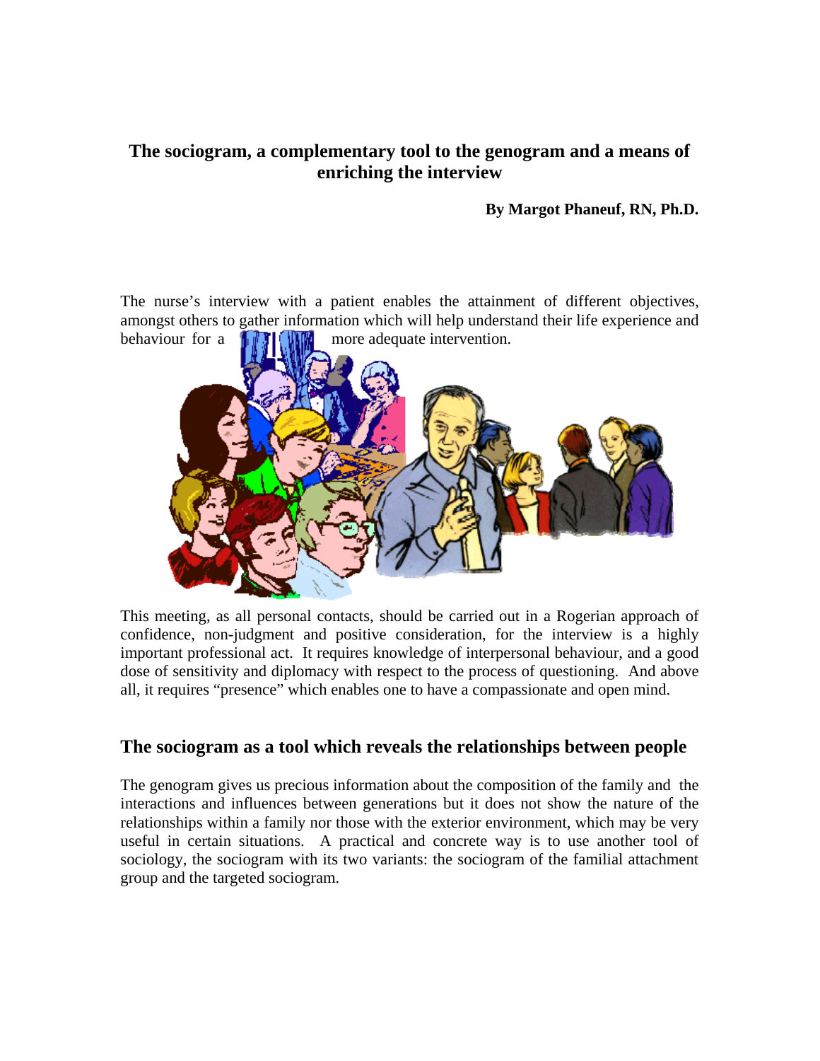# The sociogram, a complementary tool to the genogram and a means of enriching the interview

**By Margot Phaneuf, RN, Ph.D.**

The nurse's interview with a patient enables the attainment of different objectives, amongst others to gather information which will help understand their life experience and behaviour for a more adequate intervention.

This meeting, as all personal contacts, should be carried out in a Rogerian approach of confidence, non-judgment and positive consideration, for the interview is a highly important professional act. It requires knowledge of interpersonal behaviour, and a good dose of sensitivity and diplomacy with respect to the process of questioning. And above all, it requires "presence" which enables one to have a compassionate and open mind.

## The sociogram as a tool which reveals the relationships between people

The genogram gives us precious information about the composition of the family and the interactions and influences between generations but it does not show the nature of the relationships within a family nor those with the exterior environment, which may be very useful in certain situations. A practical and concrete way is to use another tool of sociology, the sociogram with its two variants: the sociogram of the familial attachment group and the targeted sociogram.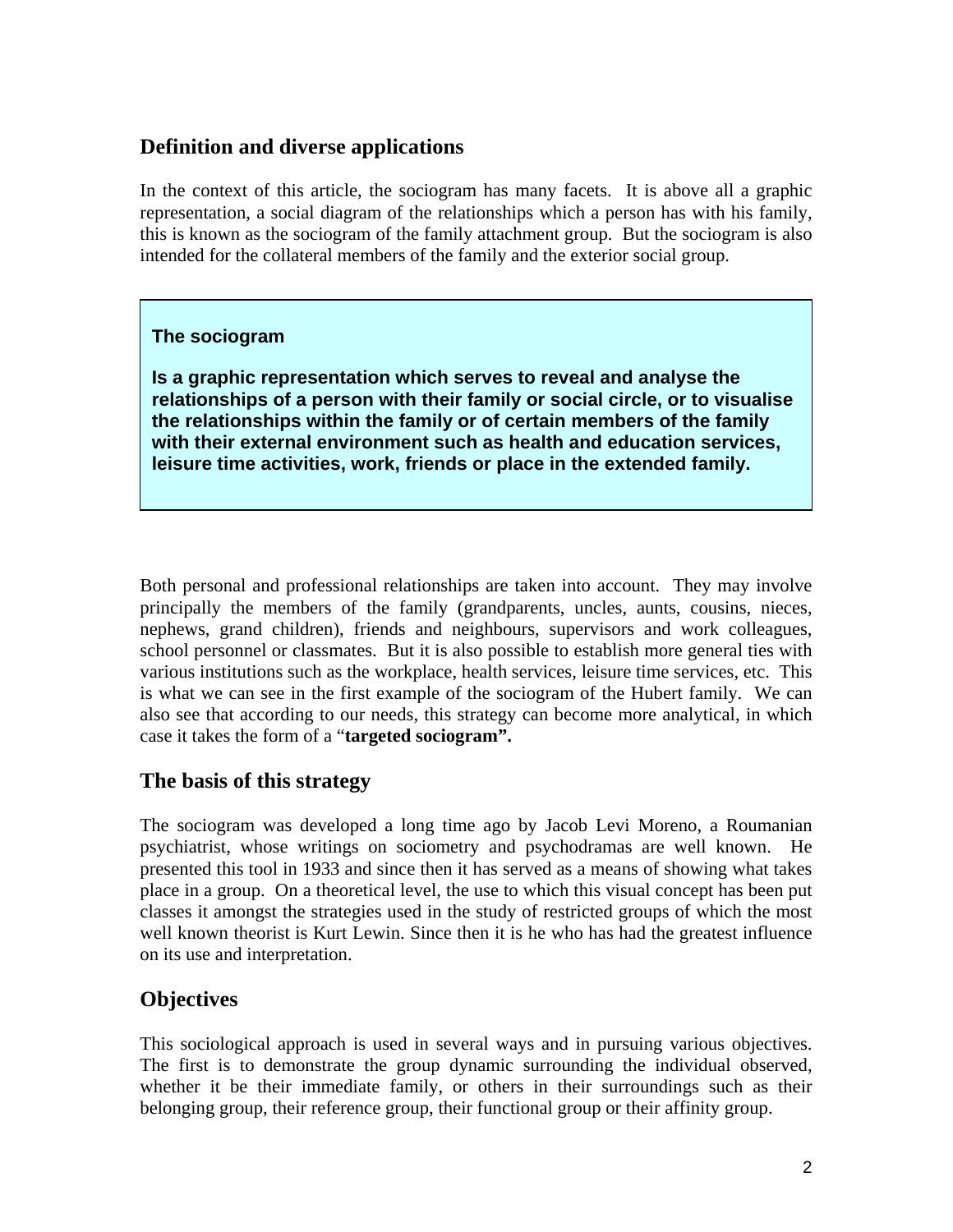## Definition and diverse applications

In the context of this article, the sociogram has many facets. It is above all a graphic representation, a social diagram of the relationships which a person has with his family, this is known as the sociogram of the family attachment group. But the sociogram is also intended for the collateral members of the family and the exterior social group.

> **The sociogram**
>
> **Is a graphic representation which serves to reveal and analyse the relationships of a person with their family or social circle, or to visualise the relationships within the family or of certain members of the family with their external environment such as health and education services, leisure time activities, work, friends or place in the extended family.**

Both personal and professional relationships are taken into account. They may involve principally the members of the family (grandparents, uncles, aunts, cousins, nieces, nephews, grand children), friends and neighbours, supervisors and work colleagues, school personnel or classmates. But it is also possible to establish more general ties with various institutions such as the workplace, health services, leisure time services, etc. This is what we can see in the first example of the sociogram of the Hubert family. We can also see that according to our needs, this strategy can become more analytical, in which case it takes the form of a "**targeted sociogram".**

## The basis of this strategy

The sociogram was developed a long time ago by Jacob Levi Moreno, a Roumanian psychiatrist, whose writings on sociometry and psychodramas are well known. He presented this tool in 1933 and since then it has served as a means of showing what takes place in a group. On a theoretical level, the use to which this visual concept has been put classes it amongst the strategies used in the study of restricted groups of which the most well known theorist is Kurt Lewin. Since then it is he who has had the greatest influence on its use and interpretation.

## Objectives

This sociological approach is used in several ways and in pursuing various objectives. The first is to demonstrate the group dynamic surrounding the individual observed, whether it be their immediate family, or others in their surroundings such as their belonging group, their reference group, their functional group or their affinity group.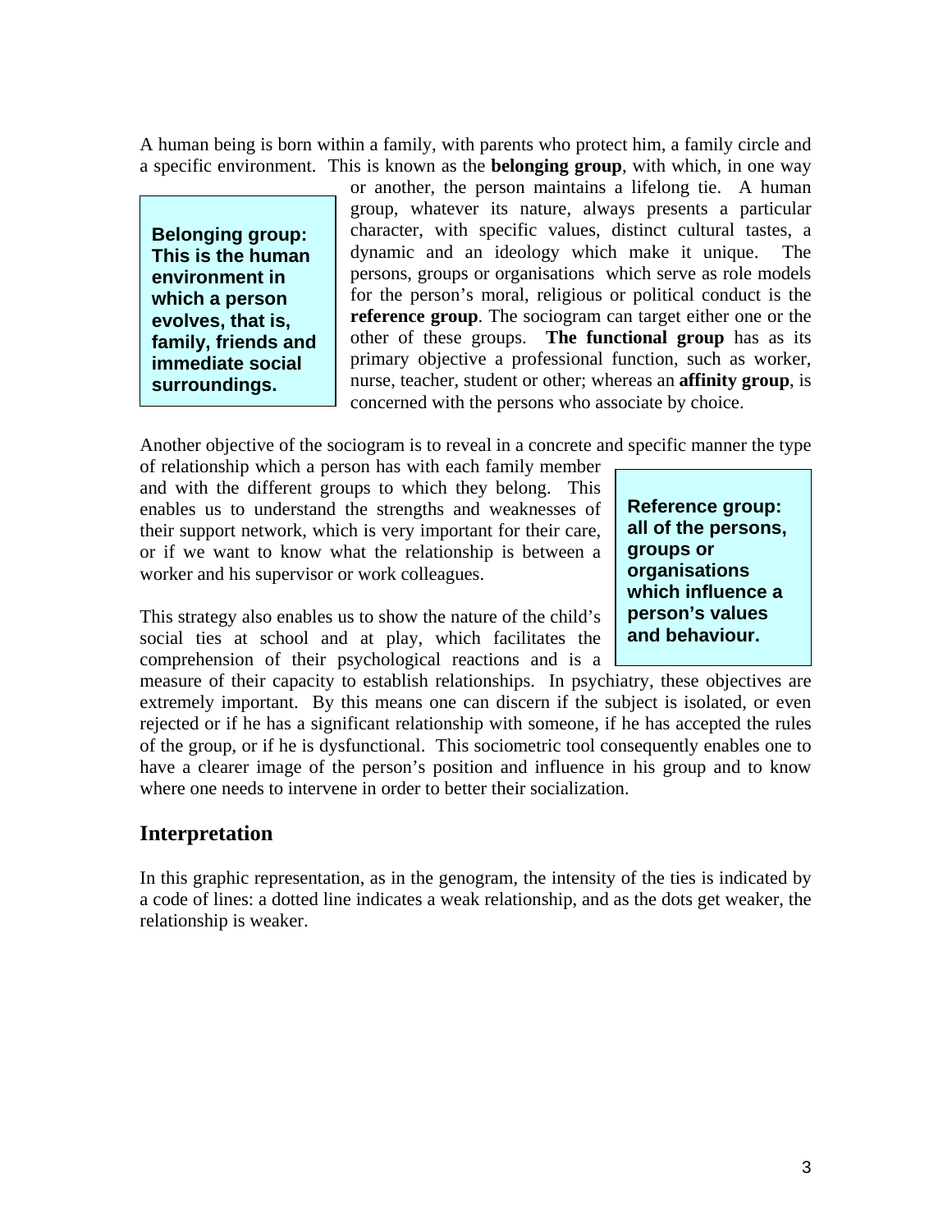A human being is born within a family, with parents who protect him, a family circle and a specific environment. This is known as the **belonging group**, with which, in one way or another, the person maintains a lifelong tie. A human group, whatever its nature, always presents a particular character, with specific values, distinct cultural tastes, a dynamic and an ideology which make it unique. The persons, groups or organisations which serve as role models for the person's moral, religious or political conduct is the **reference group**. The sociogram can target either one or the other of these groups. **The functional group** has as its primary objective a professional function, such as worker, nurse, teacher, student or other; whereas an **affinity group**, is concerned with the persons who associate by choice.

> **Belonging group: This is the human environment in which a person evolves, that is, family, friends and immediate social surroundings.**

Another objective of the sociogram is to reveal in a concrete and specific manner the type of relationship which a person has with each family member and with the different groups to which they belong. This enables us to understand the strengths and weaknesses of their support network, which is very important for their care, or if we want to know what the relationship is between a worker and his supervisor or work colleagues.

> **Reference group: all of the persons, groups or organisations which influence a person's values and behaviour.**

This strategy also enables us to show the nature of the child's social ties at school and at play, which facilitates the comprehension of their psychological reactions and is a measure of their capacity to establish relationships. In psychiatry, these objectives are extremely important. By this means one can discern if the subject is isolated, or even rejected or if he has a significant relationship with someone, if he has accepted the rules of the group, or if he is dysfunctional. This sociometric tool consequently enables one to have a clearer image of the person's position and influence in his group and to know where one needs to intervene in order to better their socialization.

## Interpretation

In this graphic representation, as in the genogram, the intensity of the ties is indicated by a code of lines: a dotted line indicates a weak relationship, and as the dots get weaker, the relationship is weaker.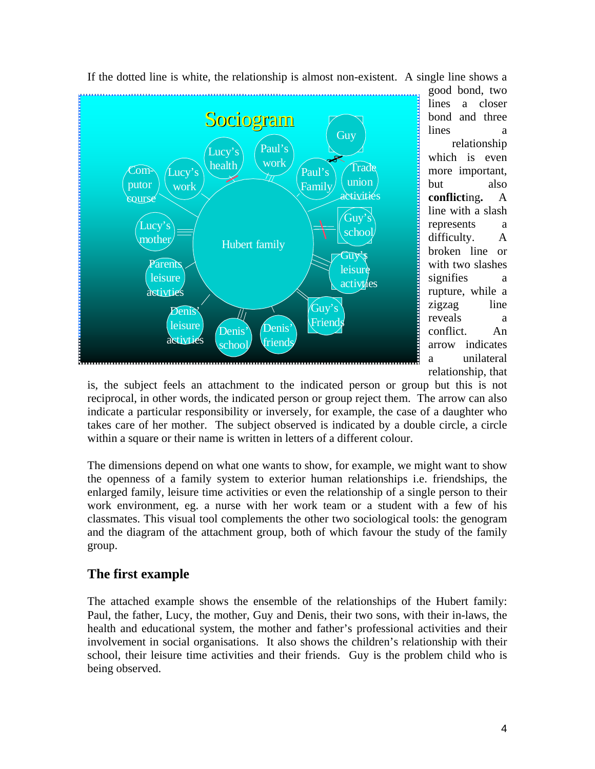If the dotted line is white, the relationship is almost non-existent. A single line shows a good bond, two lines a closer bond and three lines a relationship which is even more important, but also **conflict**ing**.** A line with a slash represents a difficulty. A broken line or with two slashes signifies a rupture, while a zigzag line reveals a conflict. An arrow indicates a unilateral relationship, that is, the subject feels an attachment to the indicated person or group but this is not reciprocal, in other words, the indicated person or group reject them. The arrow can also indicate a particular responsibility or inversely, for example, the case of a daughter who takes care of her mother. The subject observed is indicated by a double circle, a circle within a square or their name is written in letters of a different colour.

The dimensions depend on what one wants to show, for example, we might want to show the openness of a family system to exterior human relationships i.e. friendships, the enlarged family, leisure time activities or even the relationship of a single person to their work environment, eg. a nurse with her work team or a student with a few of his classmates. This visual tool complements the other two sociological tools: the genogram and the diagram of the attachment group, both of which favour the study of the family group.

## The first example

The attached example shows the ensemble of the relationships of the Hubert family: Paul, the father, Lucy, the mother, Guy and Denis, their two sons, with their in-laws, the health and educational system, the mother and father's professional activities and their involvement in social organisations. It also shows the children's relationship with their school, their leisure time activities and their friends. Guy is the problem child who is being observed.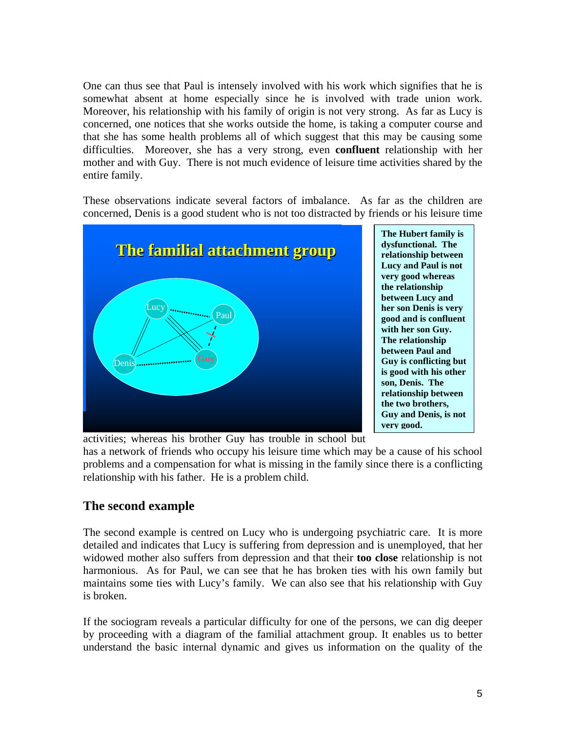One can thus see that Paul is intensely involved with his work which signifies that he is somewhat absent at home especially since he is involved with trade union work. Moreover, his relationship with his family of origin is not very strong. As far as Lucy is concerned, one notices that she works outside the home, is taking a computer course and that she has some health problems all of which suggest that this may be causing some difficulties. Moreover, she has a very strong, even **confluent** relationship with her mother and with Guy. There is not much evidence of leisure time activities shared by the entire family.

These observations indicate several factors of imbalance. As far as the children are concerned, Denis is a good student who is not too distracted by friends or his leisure time activities; whereas his brother Guy has trouble in school but has a network of friends who occupy his leisure time which may be a cause of his school problems and a compensation for what is missing in the family since there is a conflicting relationship with his father. He is a problem child.

**The Hubert family is dysfunctional. The relationship between Lucy and Paul is not very good whereas the relationship between Lucy and her son Denis is very good and is confluent with her son Guy. The relationship between Paul and Guy is conflicting but is good with his other son, Denis. The relationship between the two brothers, Guy and Denis, is not very good.**

## The second example

The second example is centred on Lucy who is undergoing psychiatric care. It is more detailed and indicates that Lucy is suffering from depression and is unemployed, that her widowed mother also suffers from depression and that their **too close** relationship is not harmonious. As for Paul, we can see that he has broken ties with his own family but maintains some ties with Lucy's family. We can also see that his relationship with Guy is broken.

If the sociogram reveals a particular difficulty for one of the persons, we can dig deeper by proceeding with a diagram of the familial attachment group. It enables us to better understand the basic internal dynamic and gives us information on the quality of the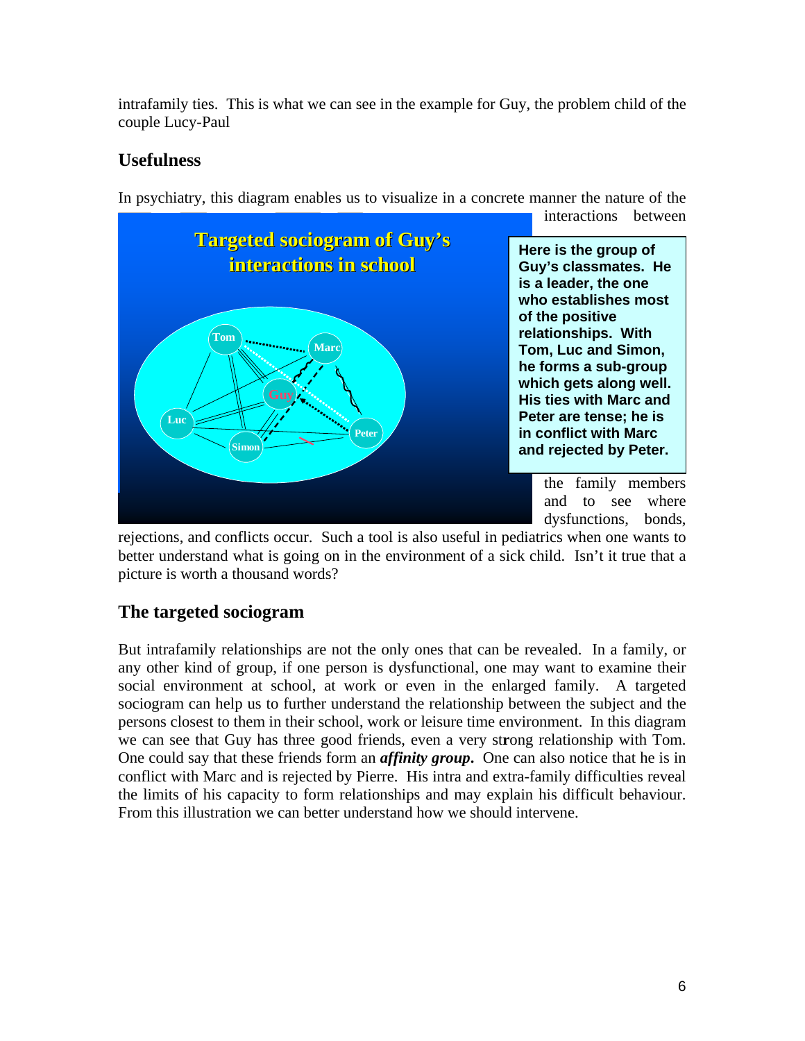intrafamily ties. This is what we can see in the example for Guy, the problem child of the couple Lucy-Paul

## Usefulness

In psychiatry, this diagram enables us to visualize in a concrete manner the nature of the interactions between the family members and to see where dysfunctions, bonds, rejections, and conflicts occur. Such a tool is also useful in pediatrics when one wants to better understand what is going on in the environment of a sick child. Isn't it true that a picture is worth a thousand words?

**Targeted sociogram of Guy's interactions in school**

**Here is the group of Guy's classmates. He is a leader, the one who establishes most of the positive relationships. With Tom, Luc and Simon, he forms a sub-group which gets along well. His ties with Marc and Peter are tense; he is in conflict with Marc and rejected by Peter.**

## The targeted sociogram

But intrafamily relationships are not the only ones that can be revealed. In a family, or any other kind of group, if one person is dysfunctional, one may want to examine their social environment at school, at work or even in the enlarged family. A targeted sociogram can help us to further understand the relationship between the subject and the persons closest to them in their school, work or leisure time environment. In this diagram we can see that Guy has three good friends, even a very strong relationship with Tom. One could say that these friends form an ***affinity group***. One can also notice that he is in conflict with Marc and is rejected by Pierre. His intra and extra-family difficulties reveal the limits of his capacity to form relationships and may explain his difficult behaviour. From this illustration we can better understand how we should intervene.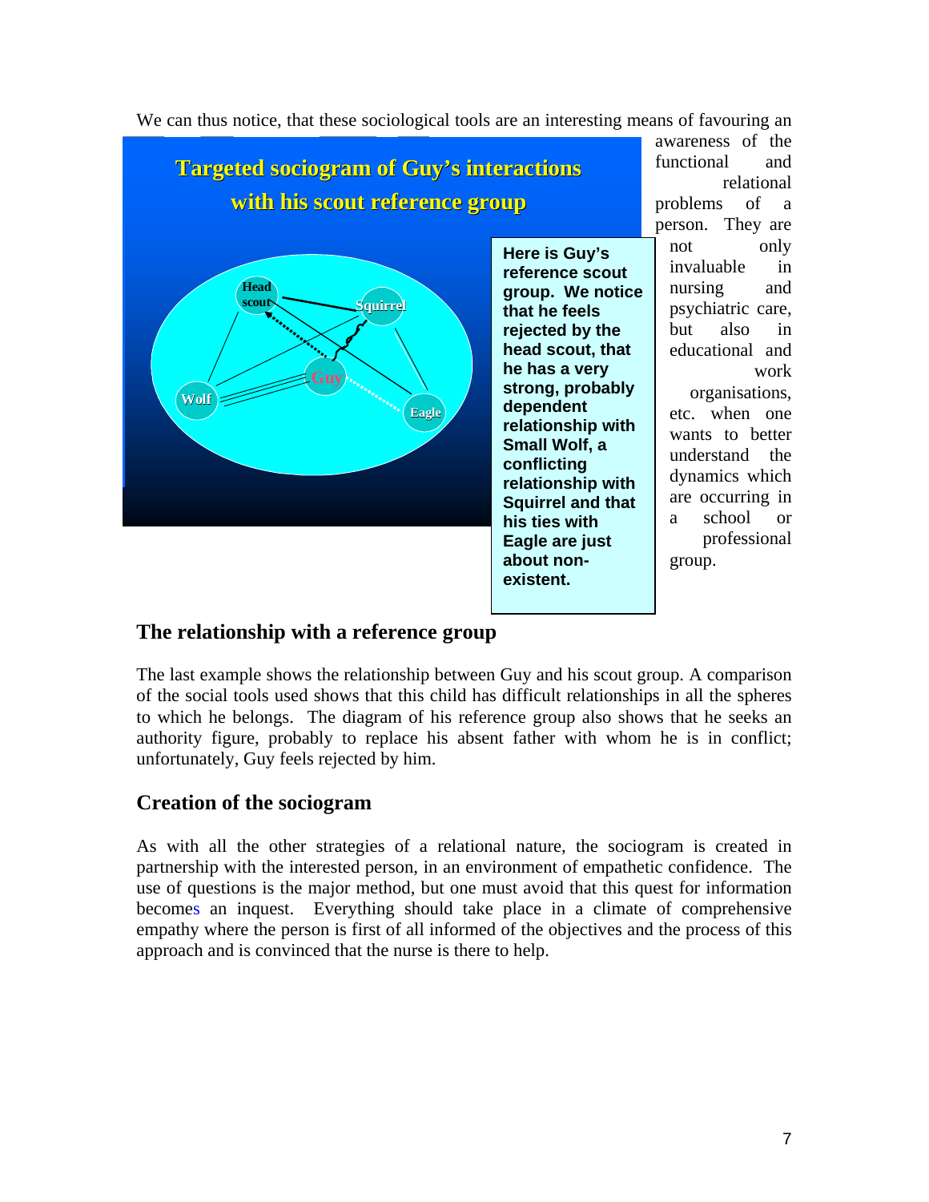We can thus notice, that these sociological tools are an interesting means of favouring an awareness of the functional and relational problems of a person. They are not only invaluable in nursing and psychiatric care, but also in educational and work organisations, etc. when one wants to better understand the dynamics which are occurring in a school or professional group.

**Targeted sociogram of Guy's interactions with his scout reference group**

Head scout, Squirrel, Guy, Wolf, Eagle

**Here is Guy's reference scout group. We notice that he feels rejected by the head scout, that he has a very strong, probably dependent relationship with Small Wolf, a conflicting relationship with Squirrel and that his ties with Eagle are just about non-existent.**

## The relationship with a reference group

The last example shows the relationship between Guy and his scout group. A comparison of the social tools used shows that this child has difficult relationships in all the spheres to which he belongs. The diagram of his reference group also shows that he seeks an authority figure, probably to replace his absent father with whom he is in conflict; unfortunately, Guy feels rejected by him.

## Creation of the sociogram

As with all the other strategies of a relational nature, the sociogram is created in partnership with the interested person, in an environment of empathetic confidence. The use of questions is the major method, but one must avoid that this quest for information becomes an inquest. Everything should take place in a climate of comprehensive empathy where the person is first of all informed of the objectives and the process of this approach and is convinced that the nurse is there to help.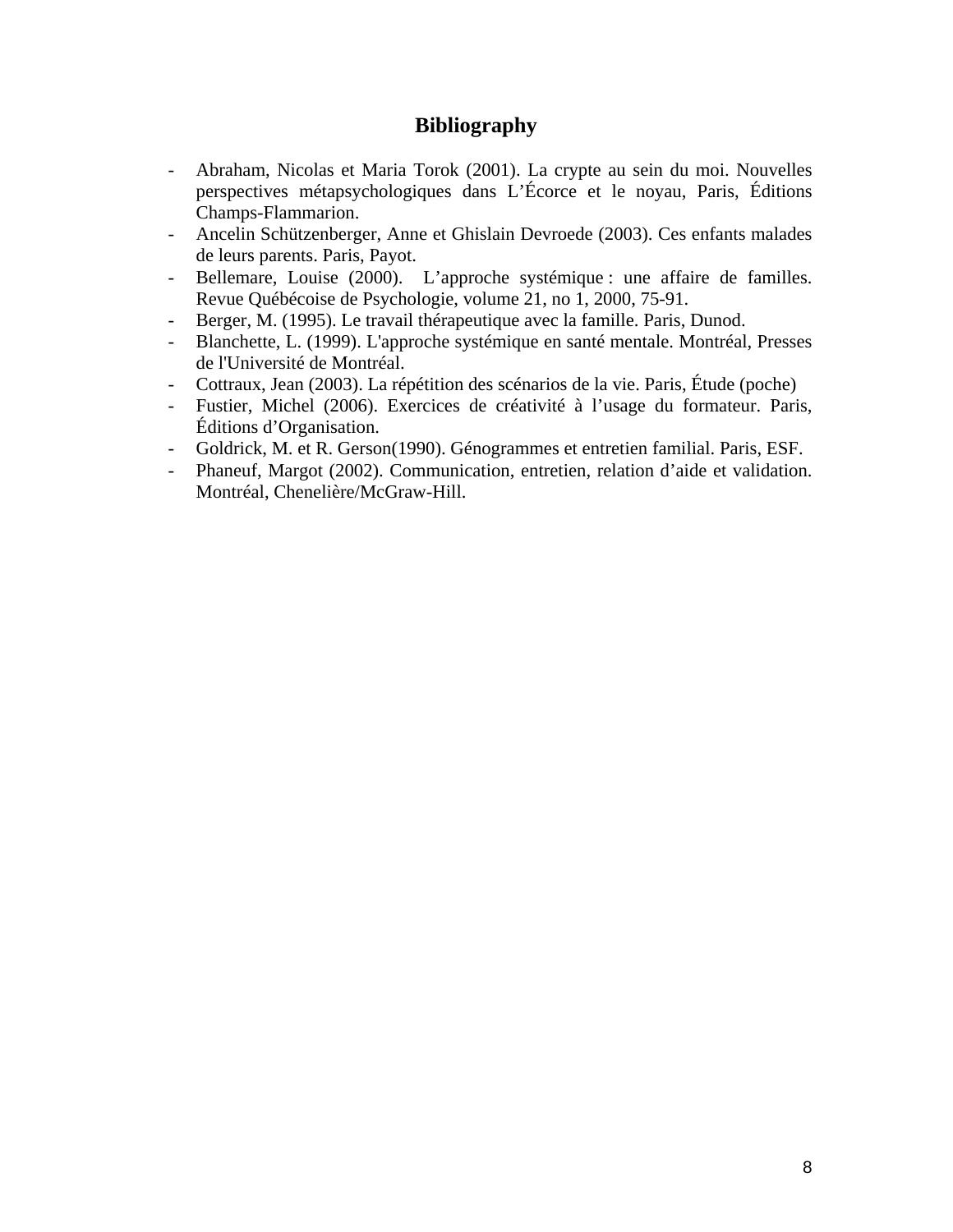# Bibliography

- Abraham, Nicolas et Maria Torok (2001). La crypte au sein du moi. Nouvelles perspectives métapsychologiques dans L'Écorce et le noyau, Paris, Éditions Champs-Flammarion.
- Ancelin Schützenberger, Anne et Ghislain Devroede (2003). Ces enfants malades de leurs parents. Paris, Payot.
- Bellemare, Louise (2000). L'approche systémique : une affaire de familles. Revue Québécoise de Psychologie, volume 21, no 1, 2000, 75-91.
- Berger, M. (1995). Le travail thérapeutique avec la famille. Paris, Dunod.
- Blanchette, L. (1999). L'approche systémique en santé mentale. Montréal, Presses de l'Université de Montréal.
- Cottraux, Jean (2003). La répétition des scénarios de la vie. Paris, Étude (poche)
- Fustier, Michel (2006). Exercices de créativité à l'usage du formateur. Paris, Éditions d'Organisation.
- Goldrick, M. et R. Gerson(1990). Génogrammes et entretien familial. Paris, ESF.
- Phaneuf, Margot (2002). Communication, entretien, relation d'aide et validation. Montréal, Chenelière/McGraw-Hill.